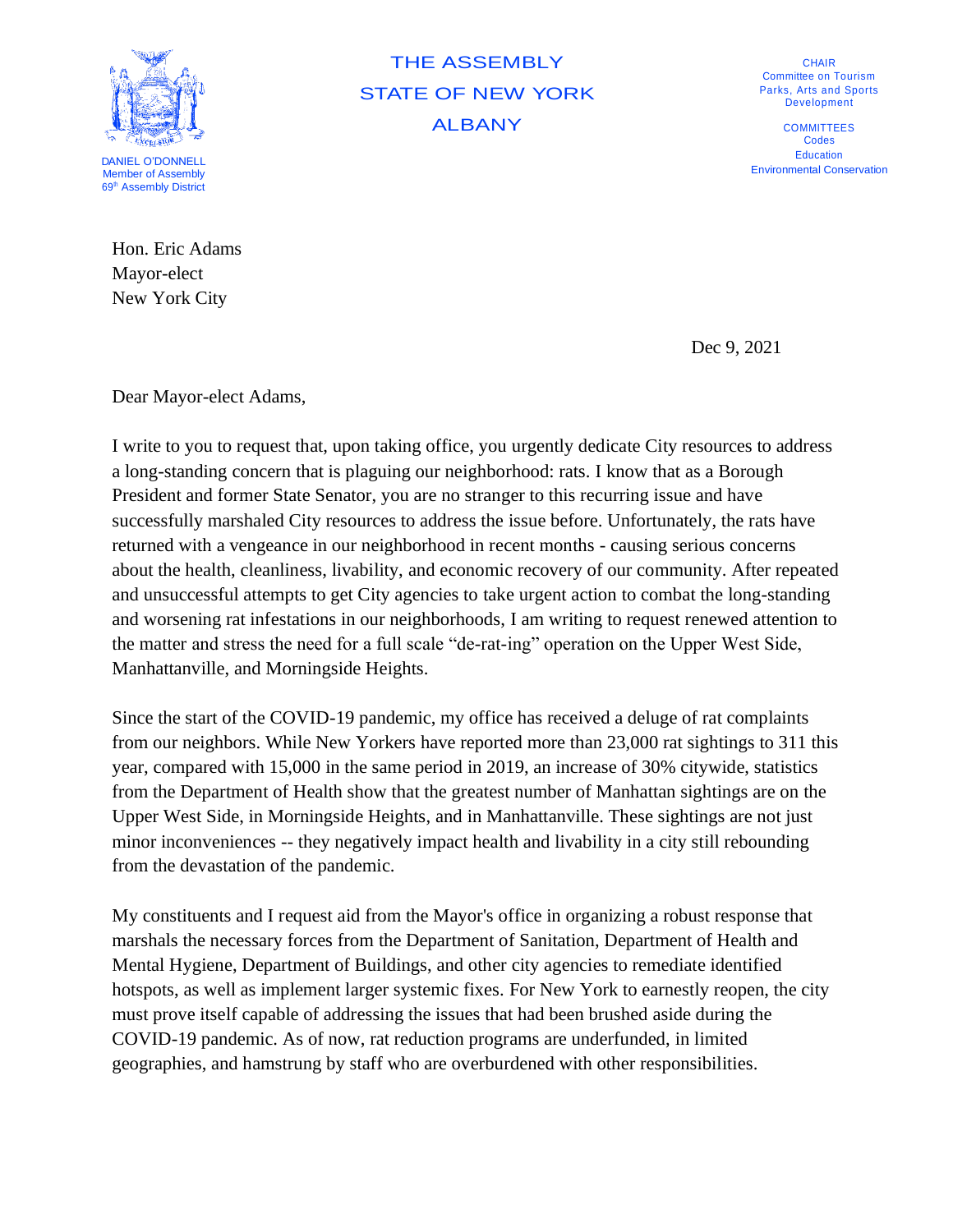THE ASSEMBLY
STATE OF NEW YORK
ALBANY

DANIEL O'DONNELL
Member of Assembly
69th Assembly District

CHAIR
Committee on Tourism
Parks, Arts and Sports
Development

COMMITTEES
Codes
Education
Environmental Conservation

Hon. Eric Adams
Mayor-elect
New York City

Dec 9, 2021

Dear Mayor-elect Adams,

I write to you to request that, upon taking office, you urgently dedicate City resources to address a long-standing concern that is plaguing our neighborhood: rats. I know that as a Borough President and former State Senator, you are no stranger to this recurring issue and have successfully marshaled City resources to address the issue before. Unfortunately, the rats have returned with a vengeance in our neighborhood in recent months - causing serious concerns about the health, cleanliness, livability, and economic recovery of our community. After repeated and unsuccessful attempts to get City agencies to take urgent action to combat the long-standing and worsening rat infestations in our neighborhoods, I am writing to request renewed attention to the matter and stress the need for a full scale "de-rat-ing" operation on the Upper West Side, Manhattanville, and Morningside Heights.

Since the start of the COVID-19 pandemic, my office has received a deluge of rat complaints from our neighbors. While New Yorkers have reported more than 23,000 rat sightings to 311 this year, compared with 15,000 in the same period in 2019, an increase of 30% citywide, statistics from the Department of Health show that the greatest number of Manhattan sightings are on the Upper West Side, in Morningside Heights, and in Manhattanville. These sightings are not just minor inconveniences -- they negatively impact health and livability in a city still rebounding from the devastation of the pandemic.

My constituents and I request aid from the Mayor's office in organizing a robust response that marshals the necessary forces from the Department of Sanitation, Department of Health and Mental Hygiene, Department of Buildings, and other city agencies to remediate identified hotspots, as well as implement larger systemic fixes. For New York to earnestly reopen, the city must prove itself capable of addressing the issues that had been brushed aside during the COVID-19 pandemic. As of now, rat reduction programs are underfunded, in limited geographies, and hamstrung by staff who are overburdened with other responsibilities.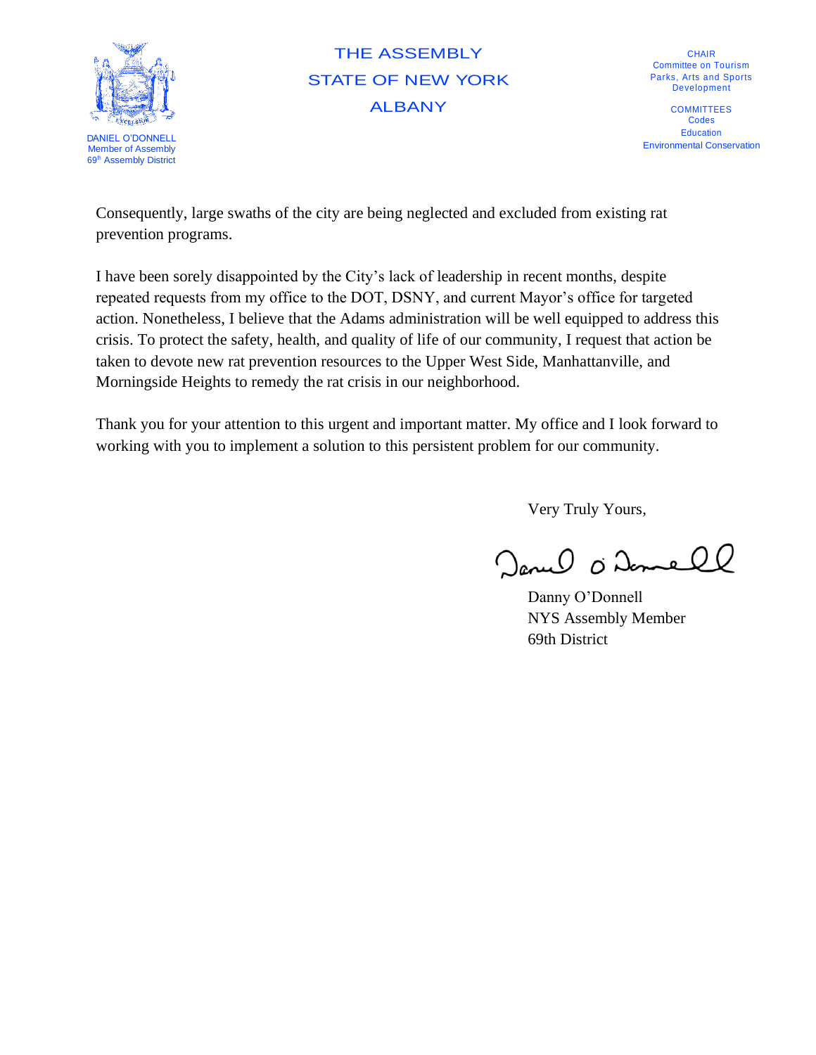DANIEL O'DONNELL
Member of Assembly
69th Assembly District

THE ASSEMBLY
STATE OF NEW YORK
ALBANY

CHAIR
Committee on Tourism
Parks, Arts and Sports
Development

COMMITTEES
Codes
Education
Environmental Conservation

Consequently, large swaths of the city are being neglected and excluded from existing rat prevention programs.

I have been sorely disappointed by the City's lack of leadership in recent months, despite repeated requests from my office to the DOT, DSNY, and current Mayor's office for targeted action. Nonetheless, I believe that the Adams administration will be well equipped to address this crisis. To protect the safety, health, and quality of life of our community, I request that action be taken to devote new rat prevention resources to the Upper West Side, Manhattanville, and Morningside Heights to remedy the rat crisis in our neighborhood.

Thank you for your attention to this urgent and important matter. My office and I look forward to working with you to implement a solution to this persistent problem for our community.

Very Truly Yours,

Danny O'Donnell
NYS Assembly Member
69th District